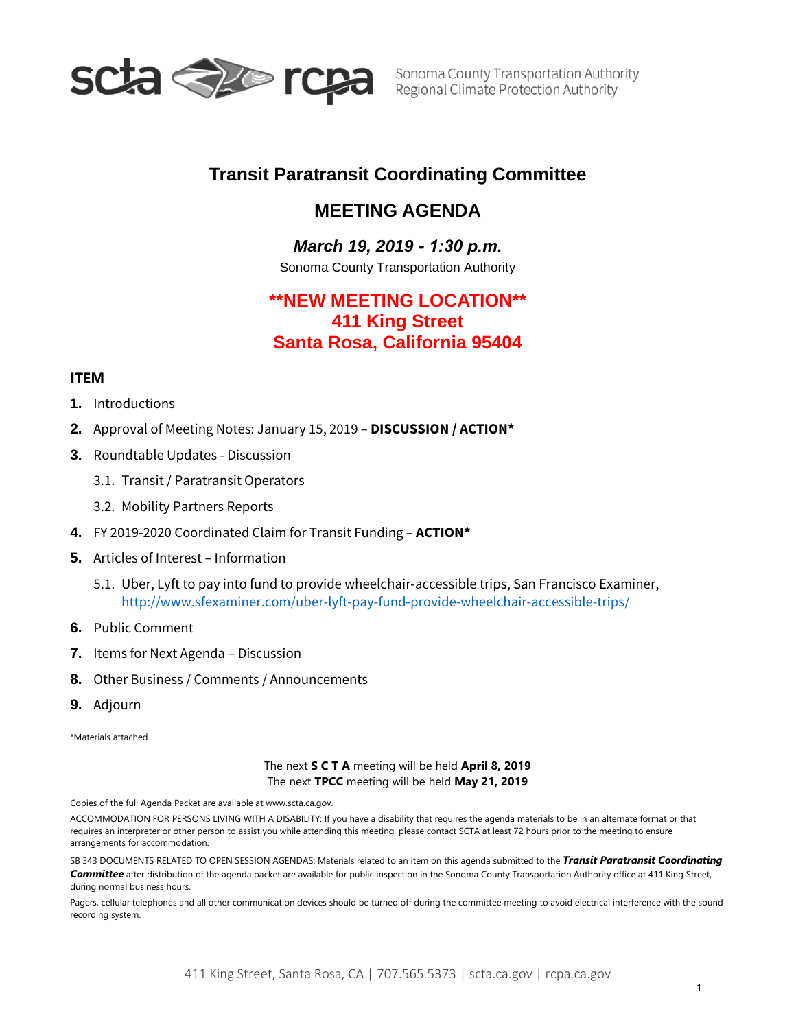Sonoma County Transportation Authority
Regional Climate Protection Authority

# Transit Paratransit Coordinating Committee

## MEETING AGENDA

### *March 19, 2019 - 1:30 p.m.*

Sonoma County Transportation Authority

**\*\*NEW MEETING LOCATION\*\***
**411 King Street**
**Santa Rosa, California 95404**

**ITEM**

1. Introductions
2. Approval of Meeting Notes: January 15, 2019 – **DISCUSSION / ACTION***
3. Roundtable Updates - Discussion
   - 3.1. Transit / Paratransit Operators
   - 3.2. Mobility Partners Reports
4. FY 2019-2020 Coordinated Claim for Transit Funding – **ACTION***
5. Articles of Interest – Information
   - 5.1. Uber, Lyft to pay into fund to provide wheelchair-accessible trips, San Francisco Examiner, [http://www.sfexaminer.com/uber-lyft-pay-fund-provide-wheelchair-accessible-trips/](http://www.sfexaminer.com/uber-lyft-pay-fund-provide-wheelchair-accessible-trips/)
6. Public Comment
7. Items for Next Agenda – Discussion
8. Other Business / Comments / Announcements
9. Adjourn

*Materials attached.

---

The next **S C T A** meeting will be held **April 8, 2019**
The next **TPCC** meeting will be held **May 21, 2019**

Copies of the full Agenda Packet are available at www.scta.ca.gov.

ACCOMMODATION FOR PERSONS LIVING WITH A DISABILITY: If you have a disability that requires the agenda materials to be in an alternate format or that requires an interpreter or other person to assist you while attending this meeting, please contact SCTA at least 72 hours prior to the meeting to ensure arrangements for accommodation.

SB 343 DOCUMENTS RELATED TO OPEN SESSION AGENDAS: Materials related to an item on this agenda submitted to the ***Transit Paratransit Coordinating Committee*** after distribution of the agenda packet are available for public inspection in the Sonoma County Transportation Authority office at 411 King Street, during normal business hours.

Pagers, cellular telephones and all other communication devices should be turned off during the committee meeting to avoid electrical interference with the sound recording system.

411 King Street, Santa Rosa, CA | 707.565.5373 | scta.ca.gov | rcpa.ca.gov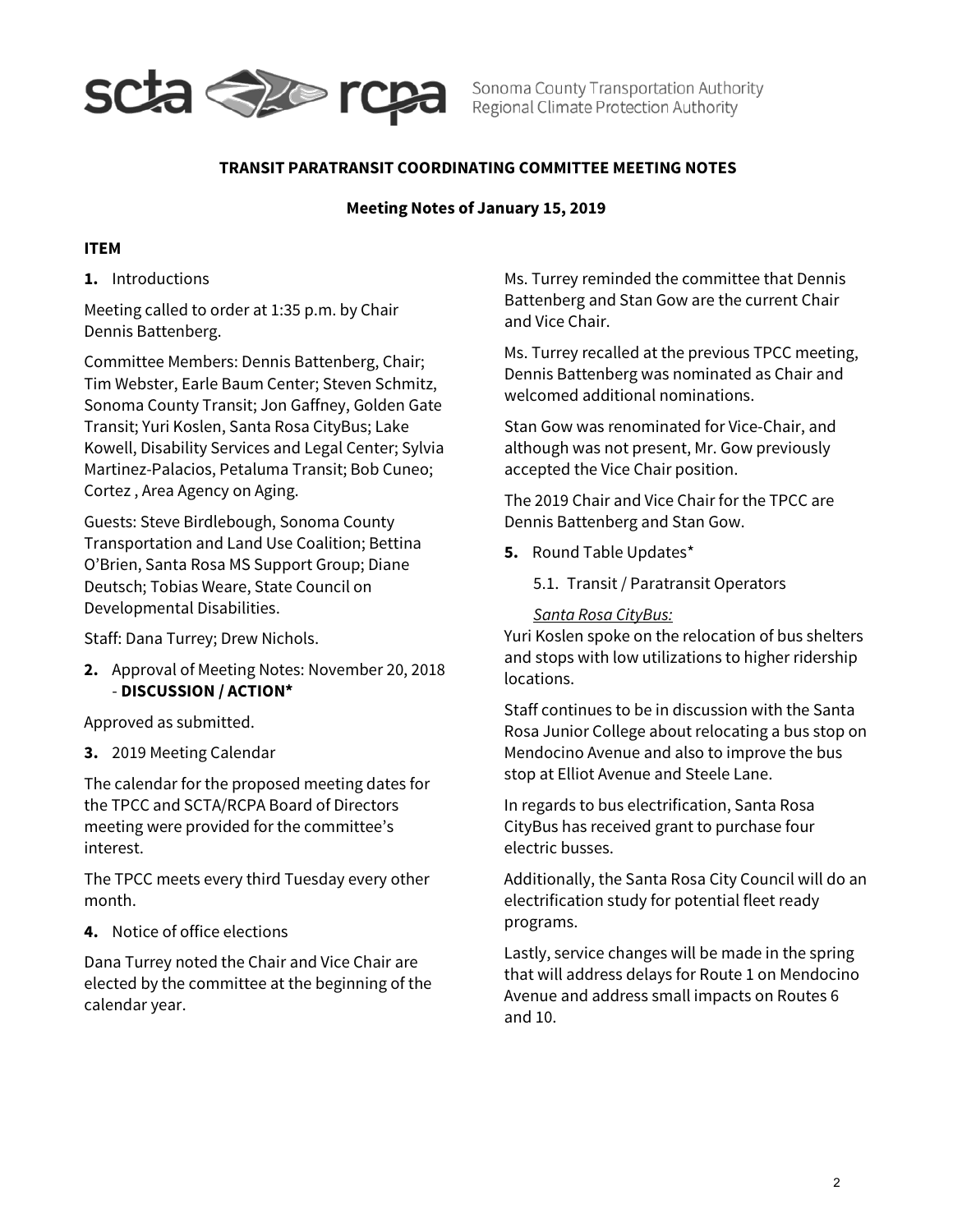**TRANSIT PARATRANSIT COORDINATING COMMITTEE MEETING NOTES**

**Meeting Notes of January 15, 2019**

**ITEM**

**1.** Introductions

Meeting called to order at 1:35 p.m. by Chair Dennis Battenberg.

Committee Members: Dennis Battenberg, Chair; Tim Webster, Earle Baum Center; Steven Schmitz, Sonoma County Transit; Jon Gaffney, Golden Gate Transit; Yuri Koslen, Santa Rosa CityBus; Lake Kowell, Disability Services and Legal Center; Sylvia Martinez-Palacios, Petaluma Transit; Bob Cuneo; Cortez , Area Agency on Aging.

Guests: Steve Birdlebough, Sonoma County Transportation and Land Use Coalition; Bettina O'Brien, Santa Rosa MS Support Group; Diane Deutsch; Tobias Weare, State Council on Developmental Disabilities.

Staff: Dana Turrey; Drew Nichols.

**2.** Approval of Meeting Notes: November 20, 2018 - **DISCUSSION / ACTION***

Approved as submitted.

**3.** 2019 Meeting Calendar

The calendar for the proposed meeting dates for the TPCC and SCTA/RCPA Board of Directors meeting were provided for the committee's interest.

The TPCC meets every third Tuesday every other month.

**4.** Notice of office elections

Dana Turrey noted the Chair and Vice Chair are elected by the committee at the beginning of the calendar year.

Ms. Turrey reminded the committee that Dennis Battenberg and Stan Gow are the current Chair and Vice Chair.

Ms. Turrey recalled at the previous TPCC meeting, Dennis Battenberg was nominated as Chair and welcomed additional nominations.

Stan Gow was renominated for Vice-Chair, and although was not present, Mr. Gow previously accepted the Vice Chair position.

The 2019 Chair and Vice Chair for the TPCC are Dennis Battenberg and Stan Gow.

**5.** Round Table Updates*

5.1. Transit / Paratransit Operators

*Santa Rosa CityBus:*

Yuri Koslen spoke on the relocation of bus shelters and stops with low utilizations to higher ridership locations.

Staff continues to be in discussion with the Santa Rosa Junior College about relocating a bus stop on Mendocino Avenue and also to improve the bus stop at Elliot Avenue and Steele Lane.

In regards to bus electrification, Santa Rosa CityBus has received grant to purchase four electric busses.

Additionally, the Santa Rosa City Council will do an electrification study for potential fleet ready programs.

Lastly, service changes will be made in the spring that will address delays for Route 1 on Mendocino Avenue and address small impacts on Routes 6 and 10.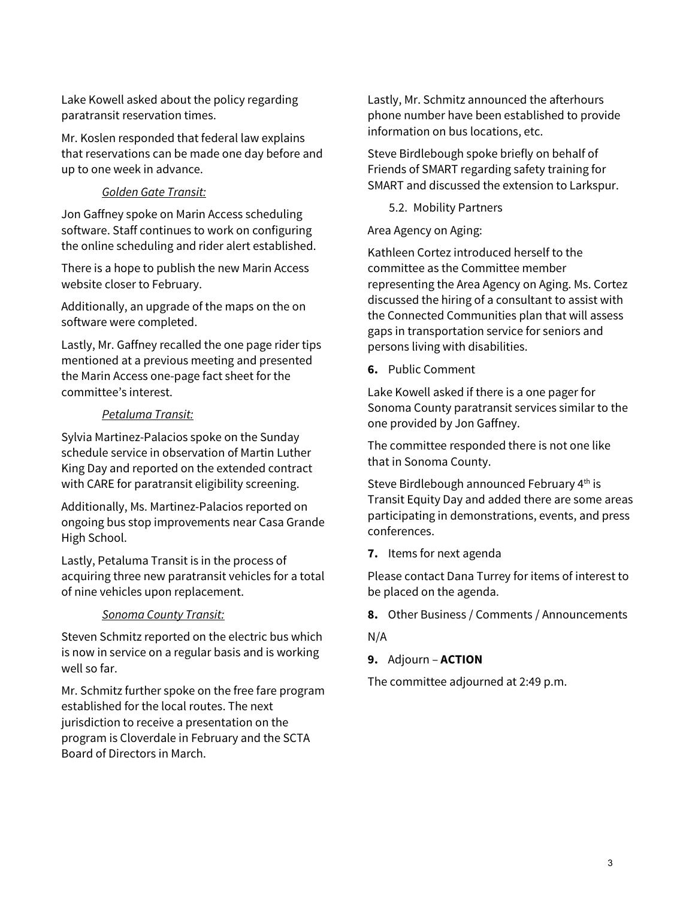Lake Kowell asked about the policy regarding paratransit reservation times.

Mr. Koslen responded that federal law explains that reservations can be made one day before and up to one week in advance.

*Golden Gate Transit:*

Jon Gaffney spoke on Marin Access scheduling software. Staff continues to work on configuring the online scheduling and rider alert established.

There is a hope to publish the new Marin Access website closer to February.

Additionally, an upgrade of the maps on the on software were completed.

Lastly, Mr. Gaffney recalled the one page rider tips mentioned at a previous meeting and presented the Marin Access one-page fact sheet for the committee's interest.

*Petaluma Transit:*

Sylvia Martinez-Palacios spoke on the Sunday schedule service in observation of Martin Luther King Day and reported on the extended contract with CARE for paratransit eligibility screening.

Additionally, Ms. Martinez-Palacios reported on ongoing bus stop improvements near Casa Grande High School.

Lastly, Petaluma Transit is in the process of acquiring three new paratransit vehicles for a total of nine vehicles upon replacement.

*Sonoma County Transit:*

Steven Schmitz reported on the electric bus which is now in service on a regular basis and is working well so far.

Mr. Schmitz further spoke on the free fare program established for the local routes. The next jurisdiction to receive a presentation on the program is Cloverdale in February and the SCTA Board of Directors in March.

Lastly, Mr. Schmitz announced the afterhours phone number have been established to provide information on bus locations, etc.

Steve Birdlebough spoke briefly on behalf of Friends of SMART regarding safety training for SMART and discussed the extension to Larkspur.

5.2. Mobility Partners

Area Agency on Aging:

Kathleen Cortez introduced herself to the committee as the Committee member representing the Area Agency on Aging. Ms. Cortez discussed the hiring of a consultant to assist with the Connected Communities plan that will assess gaps in transportation service for seniors and persons living with disabilities.

**6.** Public Comment

Lake Kowell asked if there is a one pager for Sonoma County paratransit services similar to the one provided by Jon Gaffney.

The committee responded there is not one like that in Sonoma County.

Steve Birdlebough announced February 4th is Transit Equity Day and added there are some areas participating in demonstrations, events, and press conferences.

**7.** Items for next agenda

Please contact Dana Turrey for items of interest to be placed on the agenda.

**8.** Other Business / Comments / Announcements

N/A

**9.** Adjourn – **ACTION**

The committee adjourned at 2:49 p.m.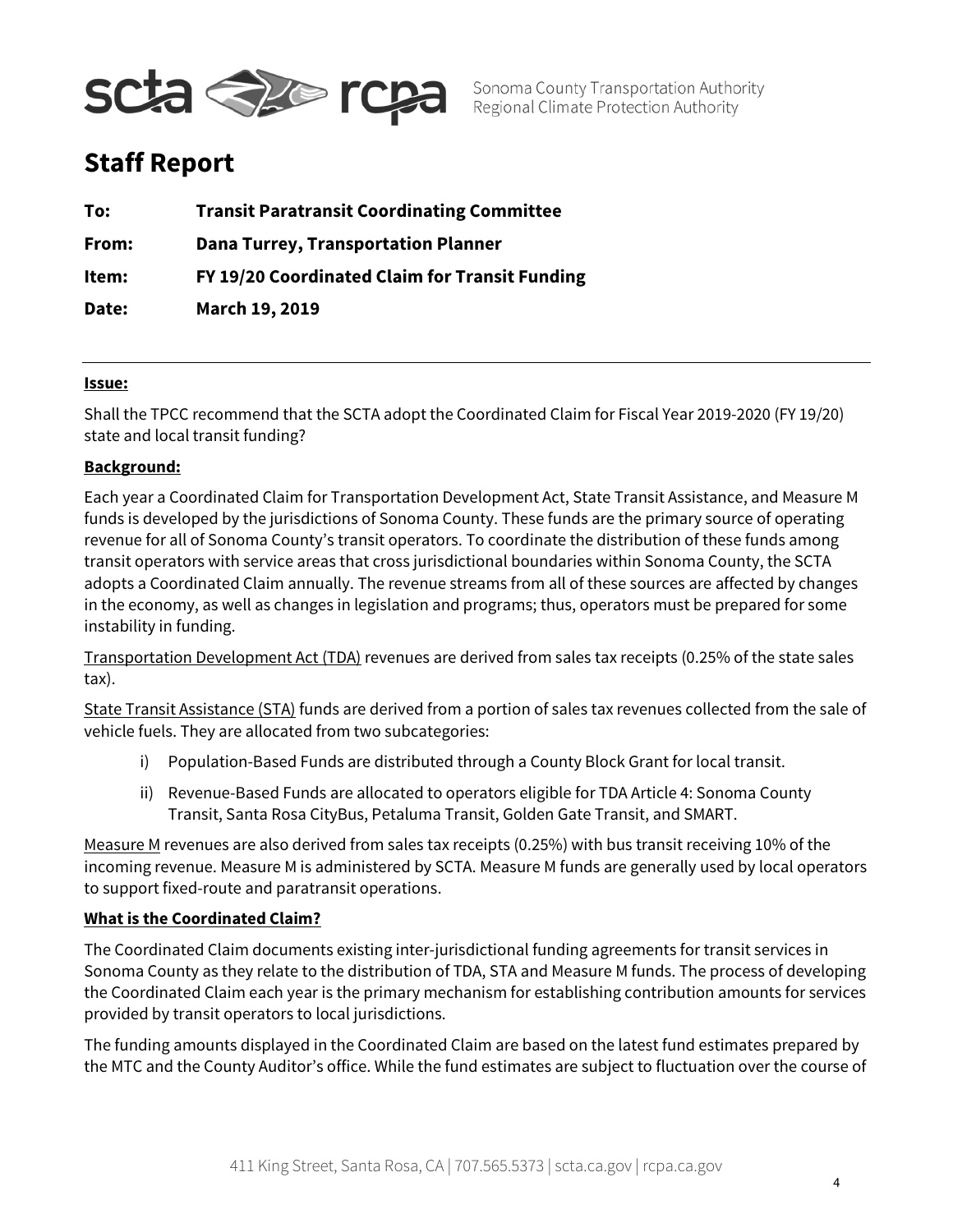# Staff Report

**To:** **Transit Paratransit Coordinating Committee**

**From:** **Dana Turrey, Transportation Planner**

**Item:** **FY 19/20 Coordinated Claim for Transit Funding**

**Date:** **March 19, 2019**

---

**Issue:**

Shall the TPCC recommend that the SCTA adopt the Coordinated Claim for Fiscal Year 2019-2020 (FY 19/20) state and local transit funding?

**Background:**

Each year a Coordinated Claim for Transportation Development Act, State Transit Assistance, and Measure M funds is developed by the jurisdictions of Sonoma County. These funds are the primary source of operating revenue for all of Sonoma County's transit operators. To coordinate the distribution of these funds among transit operators with service areas that cross jurisdictional boundaries within Sonoma County, the SCTA adopts a Coordinated Claim annually. The revenue streams from all of these sources are affected by changes in the economy, as well as changes in legislation and programs; thus, operators must be prepared for some instability in funding.

Transportation Development Act (TDA) revenues are derived from sales tax receipts (0.25% of the state sales tax).

State Transit Assistance (STA) funds are derived from a portion of sales tax revenues collected from the sale of vehicle fuels. They are allocated from two subcategories:

i) Population-Based Funds are distributed through a County Block Grant for local transit.

ii) Revenue-Based Funds are allocated to operators eligible for TDA Article 4: Sonoma County Transit, Santa Rosa CityBus, Petaluma Transit, Golden Gate Transit, and SMART.

Measure M revenues are also derived from sales tax receipts (0.25%) with bus transit receiving 10% of the incoming revenue. Measure M is administered by SCTA. Measure M funds are generally used by local operators to support fixed-route and paratransit operations.

**What is the Coordinated Claim?**

The Coordinated Claim documents existing inter-jurisdictional funding agreements for transit services in Sonoma County as they relate to the distribution of TDA, STA and Measure M funds. The process of developing the Coordinated Claim each year is the primary mechanism for establishing contribution amounts for services provided by transit operators to local jurisdictions.

The funding amounts displayed in the Coordinated Claim are based on the latest fund estimates prepared by the MTC and the County Auditor's office. While the fund estimates are subject to fluctuation over the course of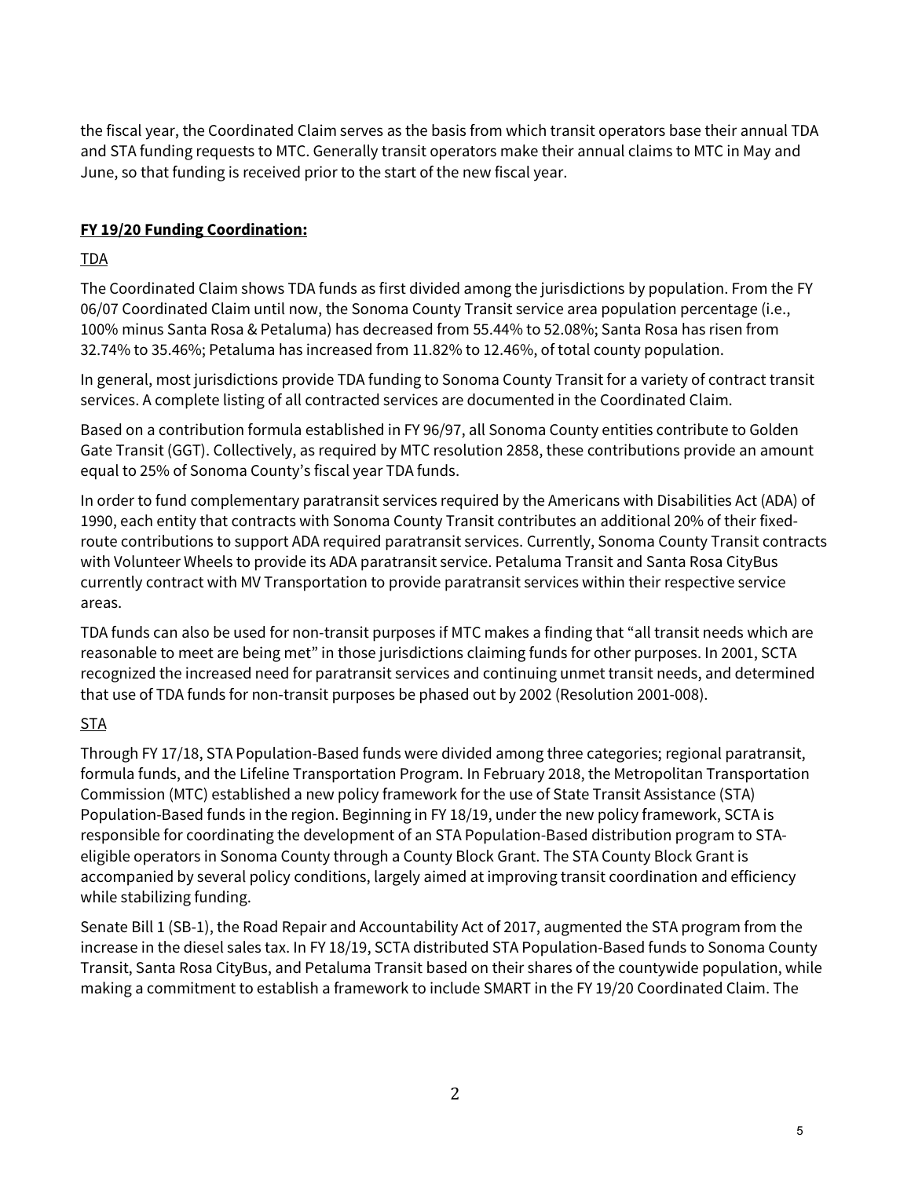the fiscal year, the Coordinated Claim serves as the basis from which transit operators base their annual TDA and STA funding requests to MTC. Generally transit operators make their annual claims to MTC in May and June, so that funding is received prior to the start of the new fiscal year.

**FY 19/20 Funding Coordination:**

TDA

The Coordinated Claim shows TDA funds as first divided among the jurisdictions by population. From the FY 06/07 Coordinated Claim until now, the Sonoma County Transit service area population percentage (i.e., 100% minus Santa Rosa & Petaluma) has decreased from 55.44% to 52.08%; Santa Rosa has risen from 32.74% to 35.46%; Petaluma has increased from 11.82% to 12.46%, of total county population.

In general, most jurisdictions provide TDA funding to Sonoma County Transit for a variety of contract transit services. A complete listing of all contracted services are documented in the Coordinated Claim.

Based on a contribution formula established in FY 96/97, all Sonoma County entities contribute to Golden Gate Transit (GGT). Collectively, as required by MTC resolution 2858, these contributions provide an amount equal to 25% of Sonoma County's fiscal year TDA funds.

In order to fund complementary paratransit services required by the Americans with Disabilities Act (ADA) of 1990, each entity that contracts with Sonoma County Transit contributes an additional 20% of their fixed-route contributions to support ADA required paratransit services. Currently, Sonoma County Transit contracts with Volunteer Wheels to provide its ADA paratransit service. Petaluma Transit and Santa Rosa CityBus currently contract with MV Transportation to provide paratransit services within their respective service areas.

TDA funds can also be used for non-transit purposes if MTC makes a finding that "all transit needs which are reasonable to meet are being met" in those jurisdictions claiming funds for other purposes. In 2001, SCTA recognized the increased need for paratransit services and continuing unmet transit needs, and determined that use of TDA funds for non-transit purposes be phased out by 2002 (Resolution 2001-008).

STA

Through FY 17/18, STA Population-Based funds were divided among three categories; regional paratransit, formula funds, and the Lifeline Transportation Program. In February 2018, the Metropolitan Transportation Commission (MTC) established a new policy framework for the use of State Transit Assistance (STA) Population-Based funds in the region. Beginning in FY 18/19, under the new policy framework, SCTA is responsible for coordinating the development of an STA Population-Based distribution program to STA-eligible operators in Sonoma County through a County Block Grant. The STA County Block Grant is accompanied by several policy conditions, largely aimed at improving transit coordination and efficiency while stabilizing funding.

Senate Bill 1 (SB-1), the Road Repair and Accountability Act of 2017, augmented the STA program from the increase in the diesel sales tax. In FY 18/19, SCTA distributed STA Population-Based funds to Sonoma County Transit, Santa Rosa CityBus, and Petaluma Transit based on their shares of the countywide population, while making a commitment to establish a framework to include SMART in the FY 19/20 Coordinated Claim. The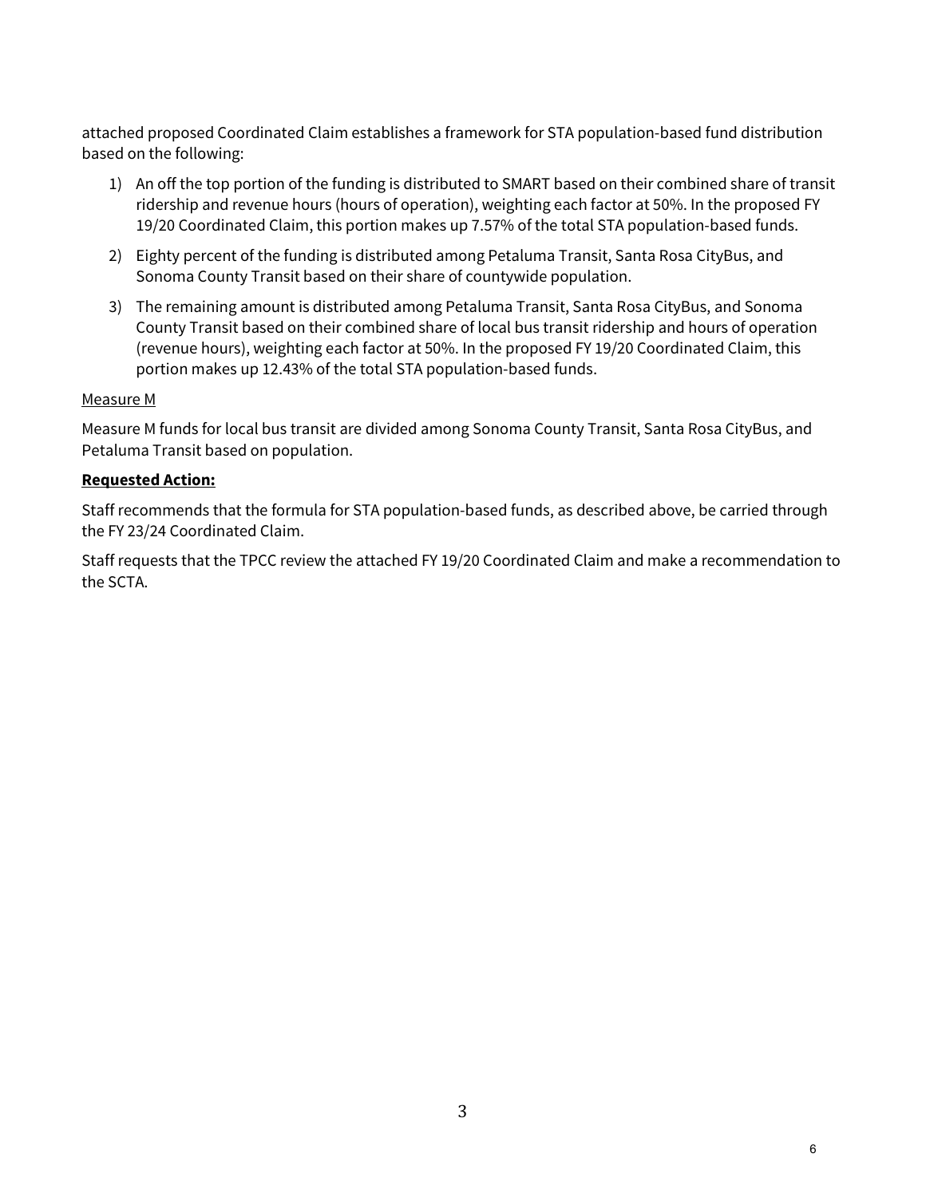attached proposed Coordinated Claim establishes a framework for STA population-based fund distribution based on the following:

1) An off the top portion of the funding is distributed to SMART based on their combined share of transit ridership and revenue hours (hours of operation), weighting each factor at 50%. In the proposed FY 19/20 Coordinated Claim, this portion makes up 7.57% of the total STA population-based funds.
2) Eighty percent of the funding is distributed among Petaluma Transit, Santa Rosa CityBus, and Sonoma County Transit based on their share of countywide population.
3) The remaining amount is distributed among Petaluma Transit, Santa Rosa CityBus, and Sonoma County Transit based on their combined share of local bus transit ridership and hours of operation (revenue hours), weighting each factor at 50%. In the proposed FY 19/20 Coordinated Claim, this portion makes up 12.43% of the total STA population-based funds.

Measure M

Measure M funds for local bus transit are divided among Sonoma County Transit, Santa Rosa CityBus, and Petaluma Transit based on population.

**Requested Action:**

Staff recommends that the formula for STA population-based funds, as described above, be carried through the FY 23/24 Coordinated Claim.

Staff requests that the TPCC review the attached FY 19/20 Coordinated Claim and make a recommendation to the SCTA.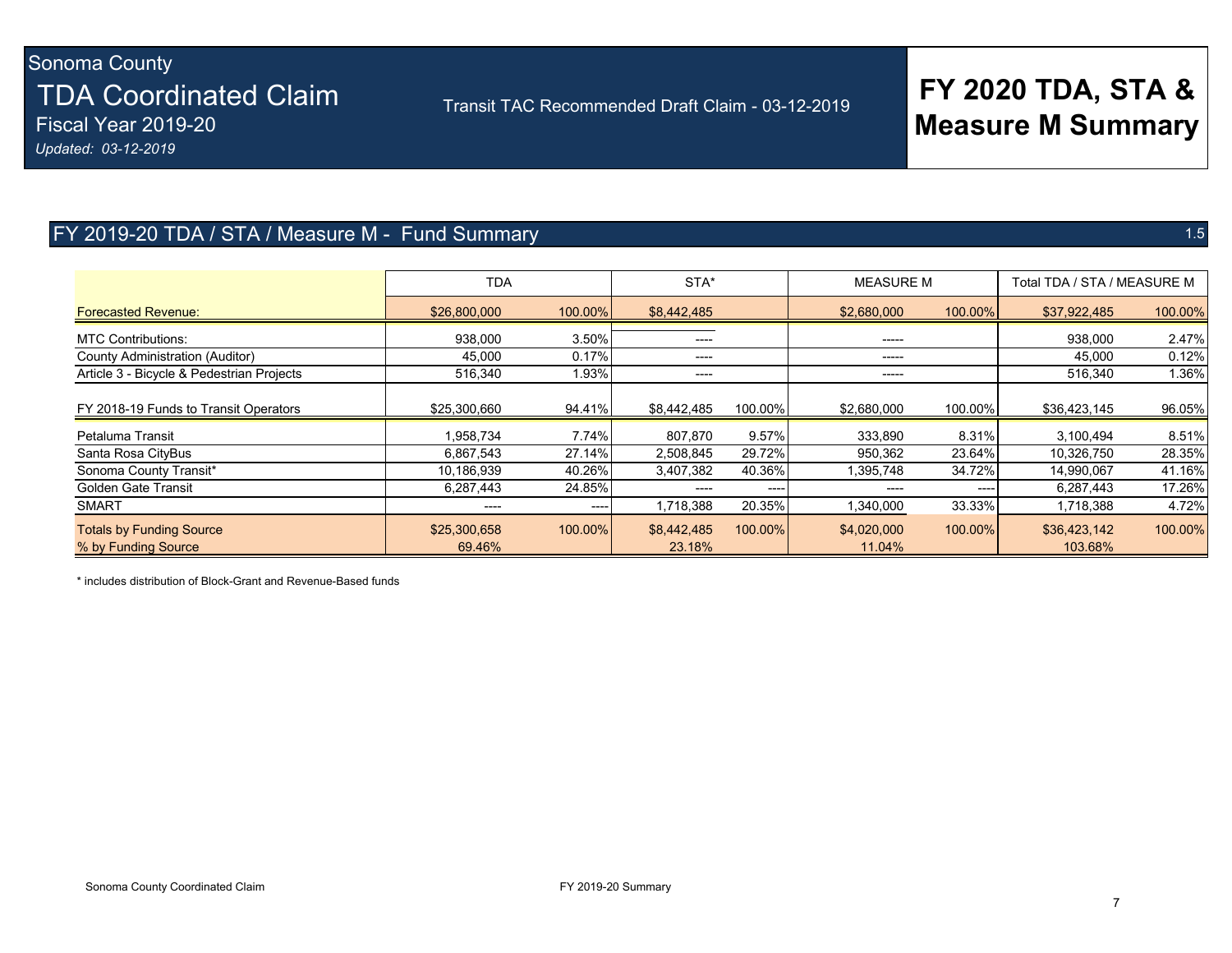Sonoma County

# TDA Coordinated Claim

Fiscal Year 2019-20

*Updated: 03-12-2019*

Transit TAC Recommended Draft Claim - 03-12-2019

# FY 2020 TDA, STA & Measure M Summary

## FY 2019-20 TDA / STA / Measure M - Fund Summary

1.5

| | TDA | | STA* | | MEASURE M | | Total TDA / STA / MEASURE M | |
|---|---|---|---|---|---|---|---|---|
| Forecasted Revenue: | $26,800,000 | 100.00% | $8,442,485 | | $2,680,000 | 100.00% | $37,922,485 | 100.00% |
| MTC Contributions: | 938,000 | 3.50% | ---- | | ----- | | 938,000 | 2.47% |
| County Administration (Auditor) | 45,000 | 0.17% | ---- | | ----- | | 45,000 | 0.12% |
| Article 3 - Bicycle & Pedestrian Projects | 516,340 | 1.93% | ---- | | ----- | | 516,340 | 1.36% |
| FY 2018-19 Funds to Transit Operators | $25,300,660 | 94.41% | $8,442,485 | 100.00% | $2,680,000 | 100.00% | $36,423,145 | 96.05% |
| Petaluma Transit | 1,958,734 | 7.74% | 807,870 | 9.57% | 333,890 | 8.31% | 3,100,494 | 8.51% |
| Santa Rosa CityBus | 6,867,543 | 27.14% | 2,508,845 | 29.72% | 950,362 | 23.64% | 10,326,750 | 28.35% |
| Sonoma County Transit* | 10,186,939 | 40.26% | 3,407,382 | 40.36% | 1,395,748 | 34.72% | 14,990,067 | 41.16% |
| Golden Gate Transit | 6,287,443 | 24.85% | ---- | ---- | ---- | ---- | 6,287,443 | 17.26% |
| SMART | ---- | ---- | 1,718,388 | 20.35% | 1,340,000 | 33.33% | 1,718,388 | 4.72% |
| Totals by Funding Source | $25,300,658 | 100.00% | $8,442,485 | 100.00% | $4,020,000 | 100.00% | $36,423,142 | 100.00% |
| % by Funding Source | 69.46% | | 23.18% | | 11.04% | | 103.68% | |

\* includes distribution of Block-Grant and Revenue-Based funds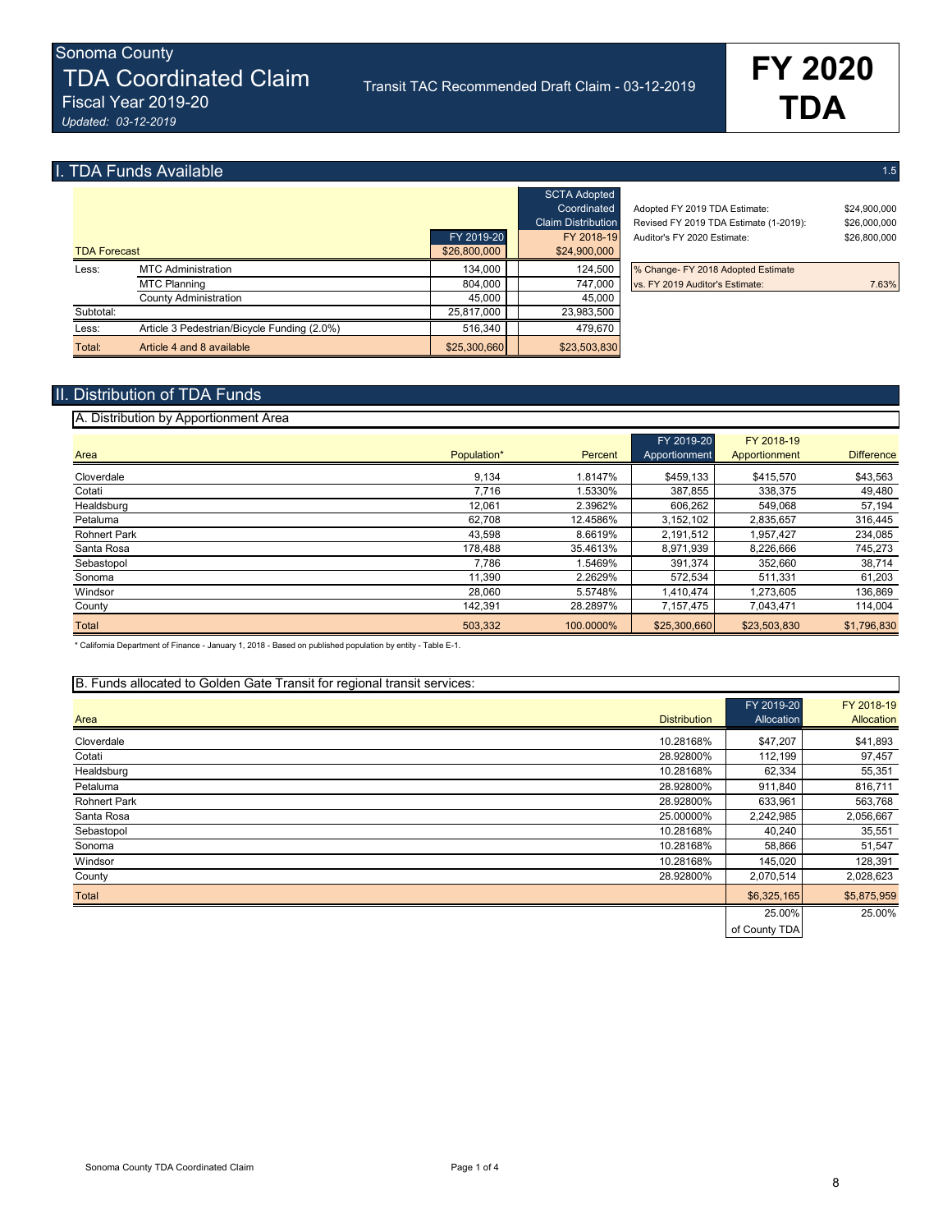# Sonoma County TDA Coordinated Claim

Fiscal Year 2019-20

*Updated: 03-12-2019*

Transit TAC Recommended Draft Claim - 03-12-2019

**FY 2020 TDA**

## I. TDA Funds Available

1.5

| | | FY 2019-20 | SCTA Adopted Coordinated Claim Distribution FY 2018-19 |
|---|---|---|---|
| TDA Forecast | | $26,800,000 | $24,900,000 |
| Less: | MTC Administration | 134,000 | 124,500 |
| | MTC Planning | 804,000 | 747,000 |
| | County Administration | 45,000 | 45,000 |
| Subtotal: | | 25,817,000 | 23,983,500 |
| Less: | Article 3 Pedestrian/Bicycle Funding (2.0%) | 516,340 | 479,670 |
| Total: | Article 4 and 8 available | $25,300,660 | $23,503,830 |

| | |
|---|---|
| Adopted FY 2019 TDA Estimate: | $24,900,000 |
| Revised FY 2019 TDA Estimate (1-2019): | $26,000,000 |
| Auditor's FY 2020 Estimate: | $26,800,000 |

| | |
|---|---|
| % Change- FY 2018 Adopted Estimate vs. FY 2019 Auditor's Estimate: | 7.63% |

## II. Distribution of TDA Funds

### A. Distribution by Apportionment Area

| Area | Population* | Percent | FY 2019-20 Apportionment | FY 2018-19 Apportionment | Difference |
|---|---|---|---|---|---|
| Cloverdale | 9,134 | 1.8147% | $459,133 | $415,570 | $43,563 |
| Cotati | 7,716 | 1.5330% | 387,855 | 338,375 | 49,480 |
| Healdsburg | 12,061 | 2.3962% | 606,262 | 549,068 | 57,194 |
| Petaluma | 62,708 | 12.4586% | 3,152,102 | 2,835,657 | 316,445 |
| Rohnert Park | 43,598 | 8.6619% | 2,191,512 | 1,957,427 | 234,085 |
| Santa Rosa | 178,488 | 35.4613% | 8,971,939 | 8,226,666 | 745,273 |
| Sebastopol | 7,786 | 1.5469% | 391,374 | 352,660 | 38,714 |
| Sonoma | 11,390 | 2.2629% | 572,534 | 511,331 | 61,203 |
| Windsor | 28,060 | 5.5748% | 1,410,474 | 1,273,605 | 136,869 |
| County | 142,391 | 28.2897% | 7,157,475 | 7,043,471 | 114,004 |
| Total | 503,332 | 100.0000% | $25,300,660 | $23,503,830 | $1,796,830 |

\* California Department of Finance - January 1, 2018 - Based on published population by entity - Table E-1.

### B. Funds allocated to Golden Gate Transit for regional transit services:

| Area | Distribution | FY 2019-20 Allocation | FY 2018-19 Allocation |
|---|---|---|---|
| Cloverdale | 10.28168% | $47,207 | $41,893 |
| Cotati | 28.92800% | 112,199 | 97,457 |
| Healdsburg | 10.28168% | 62,334 | 55,351 |
| Petaluma | 28.92800% | 911,840 | 816,711 |
| Rohnert Park | 28.92800% | 633,961 | 563,768 |
| Santa Rosa | 25.00000% | 2,242,985 | 2,056,667 |
| Sebastopol | 10.28168% | 40,240 | 35,551 |
| Sonoma | 10.28168% | 58,866 | 51,547 |
| Windsor | 10.28168% | 145,020 | 128,391 |
| County | 28.92800% | 2,070,514 | 2,028,623 |
| Total | | $6,325,165 | $5,875,959 |
| | | 25.00% of County TDA | 25.00% |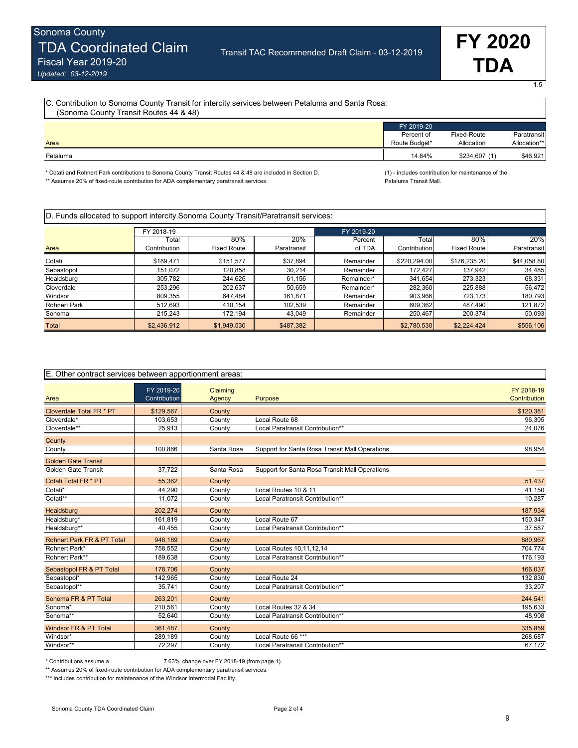# Sonoma County TDA Coordinated Claim

Fiscal Year 2019-20

*Updated: 03-12-2019*

Transit TAC Recommended Draft Claim - 03-12-2019

**FY 2020 TDA**

1.5

## C. Contribution to Sonoma County Transit for intercity services between Petaluma and Santa Rosa: (Sonoma County Transit Routes 44 & 48)

| Area | FY 2019-20 Percent of Route Budget* | Fixed-Route Allocation | Paratransit Allocation** |
|---|---|---|---|
| Petaluma | 14.64% | $234,607 (1) | $46,921 |

\* Cotati and Rohnert Park contributions to Sonoma County Transit Routes 44 & 48 are included in Section D.

\** Assumes 20% of fixed-route contribution for ADA complementary paratransit services.

(1) - includes contribution for maintenance of the Petaluma Transit Mall.

## D. Funds allocated to support intercity Sonoma County Transit/Paratransit services:

| | FY 2018-19 | | | FY 2019-20 | | | |
|---|---|---|---|---|---|---|---|
| Area | Total Contribution | 80% Fixed Route | 20% Paratransit | Percent of TDA | Total Contribution | 80% Fixed Route | 20% Paratransit |
| Cotati | $189,471 | $151,577 | $37,894 | Remainder | $220,294.00 | $176,235.20 | $44,058.80 |
| Sebastopol | 151,072 | 120,858 | 30,214 | Remainder | 172,427 | 137,942 | 34,485 |
| Healdsburg | 305,782 | 244,626 | 61,156 | Remainder* | 341,654 | 273,323 | 68,331 |
| Cloverdale | 253,296 | 202,637 | 50,659 | Remainder* | 282,360 | 225,888 | 56,472 |
| Windsor | 809,355 | 647,484 | 161,871 | Remainder | 903,966 | 723,173 | 180,793 |
| Rohnert Park | 512,693 | 410,154 | 102,539 | Remainder | 609,362 | 487,490 | 121,872 |
| Sonoma | 215,243 | 172,194 | 43,049 | Remainder | 250,467 | 200,374 | 50,093 |
| Total | $2,436,912 | $1,949,530 | $487,382 | | $2,780,530 | $2,224,424 | $556,106 |

## E. Other contract services between apportionment areas:

| Area | FY 2019-20 Contribution | Claiming Agency | Purpose | FY 2018-19 Contribution |
|---|---|---|---|---|
| Cloverdale Total FR * PT | $129,567 | County | | $120,381 |
| Cloverdale* | 103,653 | County | Local Route 68 | 96,305 |
| Cloverdale** | 25,913 | County | Local Paratransit Contribution** | 24,076 |
| County | | | | |
| County | 100,866 | Santa Rosa | Support for Santa Rosa Transit Mall Operations | 98,954 |
| Golden Gate Transit | | | | |
| Golden Gate Transit | 37,722 | Santa Rosa | Support for Santa Rosa Transit Mall Operations | ---- |
| Cotati Total FR * PT | 55,362 | County | | 51,437 |
| Cotati* | 44,290 | County | Local Routes 10 & 11 | 41,150 |
| Cotati** | 11,072 | County | Local Paratransit Contribution** | 10,287 |
| Healdsburg | 202,274 | County | | 187,934 |
| Healdsburg* | 161,819 | County | Local Route 67 | 150,347 |
| Healdsburg** | 40,455 | County | Local Paratransit Contribution** | 37,587 |
| Rohnert Park FR & PT Total | 948,189 | County | | 880,967 |
| Rohnert Park* | 758,552 | County | Local Routes 10,11,12,14 | 704,774 |
| Rohnert Park** | 189,638 | County | Local Paratransit Contribution** | 176,193 |
| Sebastopol FR & PT Total | 178,706 | County | | 166,037 |
| Sebastopol* | 142,965 | County | Local Route 24 | 132,830 |
| Sebastopol** | 35,741 | County | Local Paratransit Contribution** | 33,207 |
| Sonoma FR & PT Total | 263,201 | County | | 244,541 |
| Sonoma* | 210,561 | County | Local Routes 32 & 34 | 195,633 |
| Sonoma** | 52,640 | County | Local Paratransit Contribution** | 48,908 |
| Windsor FR & PT Total | 361,487 | County | | 335,859 |
| Windsor* | 289,189 | County | Local Route 66 *** | 268,687 |
| Windsor** | 72,297 | County | Local Paratransit Contribution** | 67,172 |

\* Contributions assume a 7.63% change over FY 2018-19 (from page 1).

\** Assumes 20% of fixed-route contribution for ADA complementary paratransit services.

\*** Includes contribution for maintenance of the Windsor Intermodal Facility.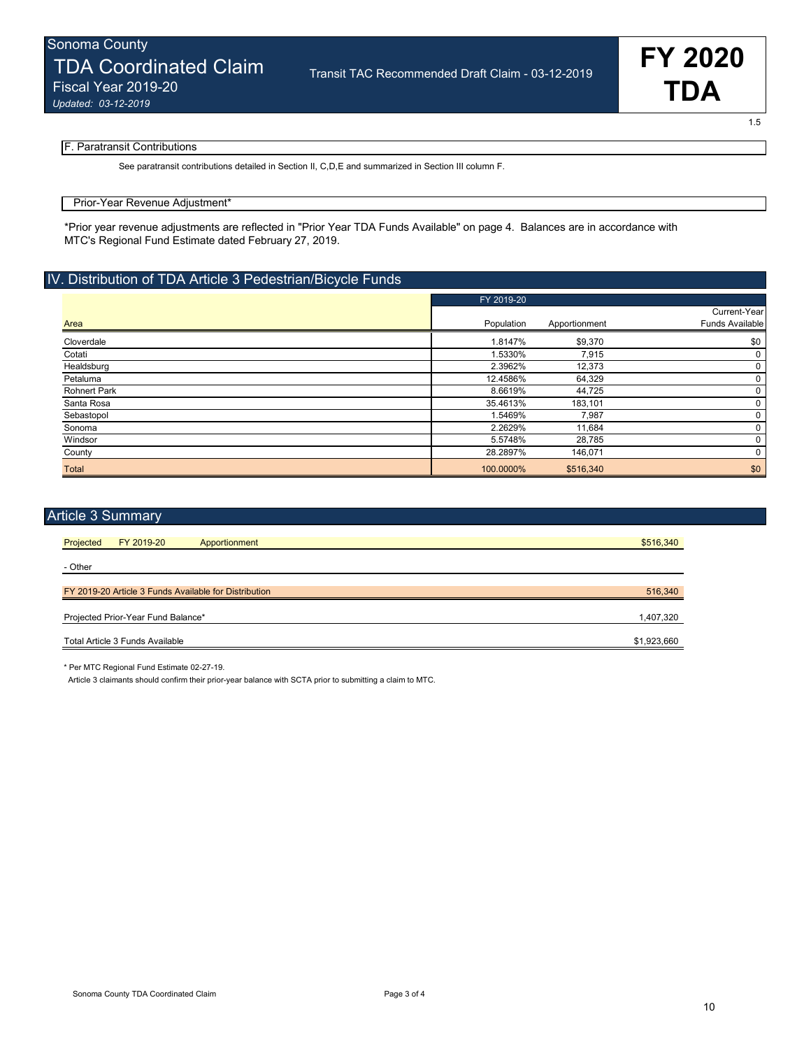### F. Paratransit Contributions

See paratransit contributions detailed in Section II, C,D,E and summarized in Section III column F.

### Prior-Year Revenue Adjustment*

*Prior year revenue adjustments are reflected in "Prior Year TDA Funds Available" on page 4. Balances are in accordance with MTC's Regional Fund Estimate dated February 27, 2019.

## IV. Distribution of TDA Article 3 Pedestrian/Bicycle Funds

| | FY 2019-20 | | |
|---|---|---|---|
| Area | Population | Apportionment | Current-Year Funds Available |
| Cloverdale | 1.8147% | $9,370 | $0 |
| Cotati | 1.5330% | 7,915 | 0 |
| Healdsburg | 2.3962% | 12,373 | 0 |
| Petaluma | 12.4586% | 64,329 | 0 |
| Rohnert Park | 8.6619% | 44,725 | 0 |
| Santa Rosa | 35.4613% | 183,101 | 0 |
| Sebastopol | 1.5469% | 7,987 | 0 |
| Sonoma | 2.2629% | 11,684 | 0 |
| Windsor | 5.5748% | 28,785 | 0 |
| County | 28.2897% | 146,071 | 0 |
| Total | 100.0000% | $516,340 | $0 |

## Article 3 Summary

| | |
|---|---|
| Projected FY 2019-20 Apportionment | $516,340 |
| - Other | |
| FY 2019-20 Article 3 Funds Available for Distribution | 516,340 |
| Projected Prior-Year Fund Balance* | 1,407,320 |
| Total Article 3 Funds Available | $1,923,660 |

\* Per MTC Regional Fund Estimate 02-27-19.
Article 3 claimants should confirm their prior-year balance with SCTA prior to submitting a claim to MTC.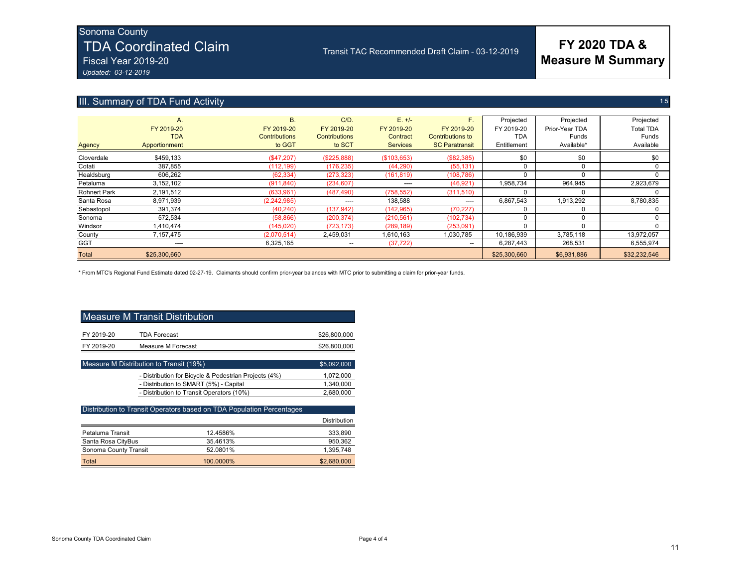# Sonoma County TDA Coordinated Claim

Fiscal Year 2019-20

*Updated: 03-12-2019*

Transit TAC Recommended Draft Claim - 03-12-2019

## FY 2020 TDA & Measure M Summary

## III. Summary of TDA Fund Activity

1.5

| Agency | A. FY 2019-20 TDA Apportionment | B. FY 2019-20 Contributions to GGT | C/D. FY 2019-20 Contributions to SCT | E. +/- FY 2019-20 Contract Services | F. FY 2019-20 Contributions to SC Paratransit | Projected FY 2019-20 TDA Entitlement | Projected Prior-Year TDA Funds Available* | Projected Total TDA Funds Available |
|---|---|---|---|---|---|---|---|---|
| Cloverdale | $459,133 | ($47,207) | ($225,888) | ($103,653) | ($82,385) | $0 | $0 | $0 |
| Cotati | 387,855 | (112,199) | (176,235) | (44,290) | (55,131) | 0 | 0 | 0 |
| Healdsburg | 606,262 | (62,334) | (273,323) | (161,819) | (108,786) | 0 | 0 | 0 |
| Petaluma | 3,152,102 | (911,840) | (234,607) | ---- | (46,921) | 1,958,734 | 964,945 | 2,923,679 |
| Rohnert Park | 2,191,512 | (633,961) | (487,490) | (758,552) | (311,510) | 0 | 0 | 0 |
| Santa Rosa | 8,971,939 | (2,242,985) | ---- | 138,588 | ---- | 6,867,543 | 1,913,292 | 8,780,835 |
| Sebastopol | 391,374 | (40,240) | (137,942) | (142,965) | (70,227) | 0 | 0 | 0 |
| Sonoma | 572,534 | (58,866) | (200,374) | (210,561) | (102,734) | 0 | 0 | 0 |
| Windsor | 1,410,474 | (145,020) | (723,173) | (289,189) | (253,091) | 0 | 0 | 0 |
| County | 7,157,475 | (2,070,514) | 2,459,031 | 1,610,163 | 1,030,785 | 10,186,939 | 3,785,118 | 13,972,057 |
| GGT | ---- | 6,325,165 | -- | (37,722) | -- | 6,287,443 | 268,531 | 6,555,974 |
| Total | $25,300,660 | | | | | $25,300,660 | $6,931,886 | $32,232,546 |

\* From MTC's Regional Fund Estimate dated 02-27-19. Claimants should confirm prior-year balances with MTC prior to submitting a claim for prior-year funds.

## Measure M Transit Distribution

| | | |
|---|---|---|
| FY 2019-20 | TDA Forecast | $26,800,000 |
| FY 2019-20 | Measure M Forecast | $26,800,000 |

| Measure M Distribution to Transit (19%) | $5,092,000 |
|---|---|
| - Distribution for Bicycle & Pedestrian Projects (4%) | 1,072,000 |
| - Distribution to SMART (5%) - Capital | 1,340,000 |
| - Distribution to Transit Operators (10%) | 2,680,000 |

### Distribution to Transit Operators based on TDA Population Percentages

| | | Distribution |
|---|---|---|
| Petaluma Transit | 12.4586% | 333,890 |
| Santa Rosa CityBus | 35.4613% | 950,362 |
| Sonoma County Transit | 52.0801% | 1,395,748 |
| Total | 100.0000% | $2,680,000 |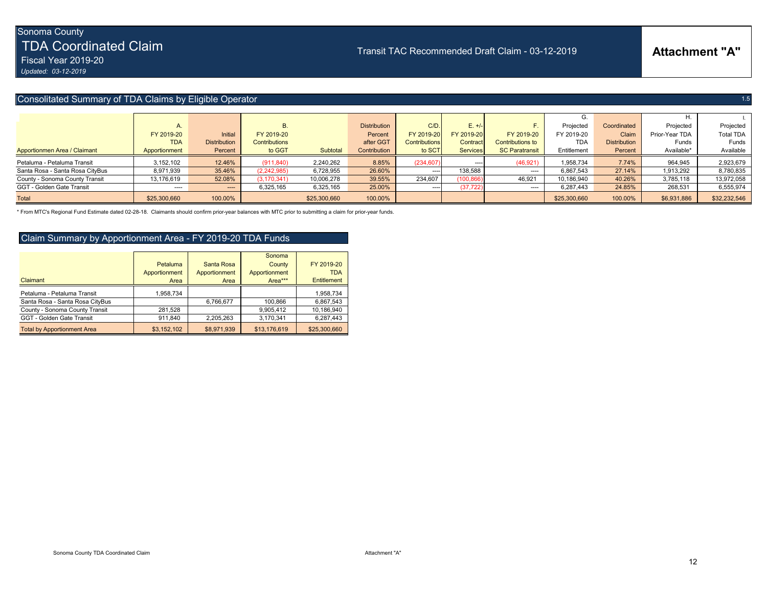Sonoma County

# TDA Coordinated Claim

Fiscal Year 2019-20

*Updated: 03-12-2019*

Transit TAC Recommended Draft Claim - 03-12-2019

**Attachment "A"**

## Consolitated Summary of TDA Claims by Eligible Operator

1.5

| Apportionmen Area / Claimant | A. FY 2019-20 TDA Apportionment | Initial Distribution Percent | B. FY 2019-20 Contributions to GGT | Subtotal | Distribution Percent after GGT Contribution | C/D. FY 2019-20 Contributions to SCT | E. +/- FY 2019-20 Contract Services | F. FY 2019-20 Contributions to SC Paratransit | G. Projected FY 2019-20 TDA Entitlement | Coordinated Claim Distribution Percent | H. Projected Prior-Year TDA Funds Available* | I. Projected Total TDA Funds Available |
|---|---|---|---|---|---|---|---|---|---|---|---|---|
| Petaluma - Petaluma Transit | 3,152,102 | 12.46% | (911,840) | 2,240,262 | 8.85% | (234,607) | ---- | (46,921) | 1,958,734 | 7.74% | 964,945 | 2,923,679 |
| Santa Rosa - Santa Rosa CityBus | 8,971,939 | 35.46% | (2,242,985) | 6,728,955 | 26.60% | ---- | 138,588 | ---- | 6,867,543 | 27.14% | 1,913,292 | 8,780,835 |
| County - Sonoma County Transit | 13,176,619 | 52.08% | (3,170,341) | 10,006,278 | 39.55% | 234,607 | (100,866) | 46,921 | 10,186,940 | 40.26% | 3,785,118 | 13,972,058 |
| GGT - Golden Gate Transit | ---- | ---- | 6,325,165 | 6,325,165 | 25.00% | ---- | (37,722) | ---- | 6,287,443 | 24.85% | 268,531 | 6,555,974 |
| Total | $25,300,660 | 100.00% | | $25,300,660 | 100.00% | | | | $25,300,660 | 100.00% | $6,931,886 | $32,232,546 |

\* From MTC's Regional Fund Estimate dated 02-28-18. Claimants should confirm prior-year balances with MTC prior to submitting a claim for prior-year funds.

## Claim Summary by Apportionment Area - FY 2019-20 TDA Funds

| Claimant | Petaluma Apportionment Area | Santa Rosa Apportionment Area | Sonoma County Apportionment Area*** | FY 2019-20 TDA Entitlement |
|---|---|---|---|---|
| Petaluma - Petaluma Transit | 1,958,734 | | | 1,958,734 |
| Santa Rosa - Santa Rosa CityBus | | 6,766,677 | 100,866 | 6,867,543 |
| County - Sonoma County Transit | 281,528 | | 9,905,412 | 10,186,940 |
| GGT - Golden Gate Transit | 911,840 | 2,205,263 | 3,170,341 | 6,287,443 |
| Total by Apportionment Area | $3,152,102 | $8,971,939 | $13,176,619 | $25,300,660 |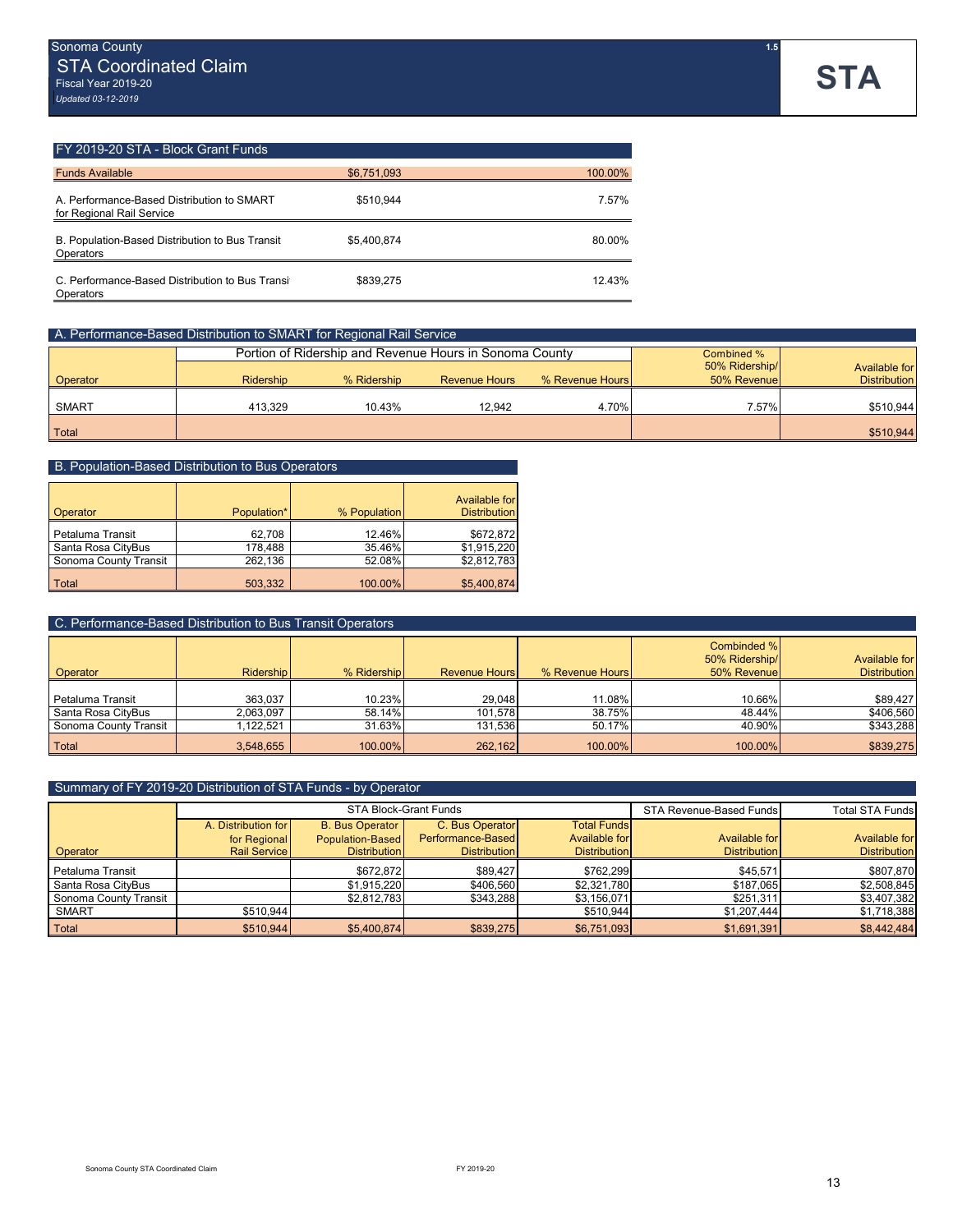Sonoma County

# STA Coordinated Claim

Fiscal Year 2019-20

*Updated 03-12-2019*

**STA**

## FY 2019-20 STA - Block Grant Funds

| | | |
|---|---|---|
| Funds Available | $6,751,093 | 100.00% |
| A. Performance-Based Distribution to SMART for Regional Rail Service | $510,944 | 7.57% |
| B. Population-Based Distribution to Bus Transit Operators | $5,400,874 | 80.00% |
| C. Performance-Based Distribution to Bus Transit Operators | $839,275 | 12.43% |

## A. Performance-Based Distribution to SMART for Regional Rail Service

| | Portion of Ridership and Revenue Hours in Sonoma County | | | | Combined % | |
|---|---|---|---|---|---|---|
| Operator | Ridership | % Ridership | Revenue Hours | % Revenue Hours | 50% Ridership/ 50% Revenue | Available for Distribution |
| SMART | 413,329 | 10.43% | 12,942 | 4.70% | 7.57% | $510,944 |
| Total | | | | | | $510,944 |

## B. Population-Based Distribution to Bus Operators

| Operator | Population* | % Population | Available for Distribution |
|---|---|---|---|
| Petaluma Transit | 62,708 | 12.46% | $672,872 |
| Santa Rosa CityBus | 178,488 | 35.46% | $1,915,220 |
| Sonoma County Transit | 262,136 | 52.08% | $2,812,783 |
| Total | 503,332 | 100.00% | $5,400,874 |

## C. Performance-Based Distribution to Bus Transit Operators

| Operator | Ridership | % Ridership | Revenue Hours | % Revenue Hours | Combinded % 50% Ridership/ 50% Revenue | Available for Distribution |
|---|---|---|---|---|---|---|
| Petaluma Transit | 363,037 | 10.23% | 29,048 | 11.08% | 10.66% | $89,427 |
| Santa Rosa CityBus | 2,063,097 | 58.14% | 101,578 | 38.75% | 48.44% | $406,560 |
| Sonoma County Transit | 1,122,521 | 31.63% | 131,536 | 50.17% | 40.90% | $343,288 |
| Total | 3,548,655 | 100.00% | 262,162 | 100.00% | 100.00% | $839,275 |

## Summary of FY 2019-20 Distribution of STA Funds - by Operator

| | STA Block-Grant Funds | | | | STA Revenue-Based Funds | Total STA Funds |
|---|---|---|---|---|---|---|
| Operator | A. Distribution for for Regional Rail Service | B. Bus Operator Population-Based Distribution | C. Bus Operator Performance-Based Distribution | Total Funds Available for Distribution | Available for Distribution | Available for Distribution |
| Petaluma Transit | | $672,872 | $89,427 | $762,299 | $45,571 | $807,870 |
| Santa Rosa CityBus | | $1,915,220 | $406,560 | $2,321,780 | $187,065 | $2,508,845 |
| Sonoma County Transit | | $2,812,783 | $343,288 | $3,156,071 | $251,311 | $3,407,382 |
| SMART | $510,944 | | | $510,944 | $1,207,444 | $1,718,388 |
| Total | $510,944 | $5,400,874 | $839,275 | $6,751,093 | $1,691,391 | $8,442,484 |